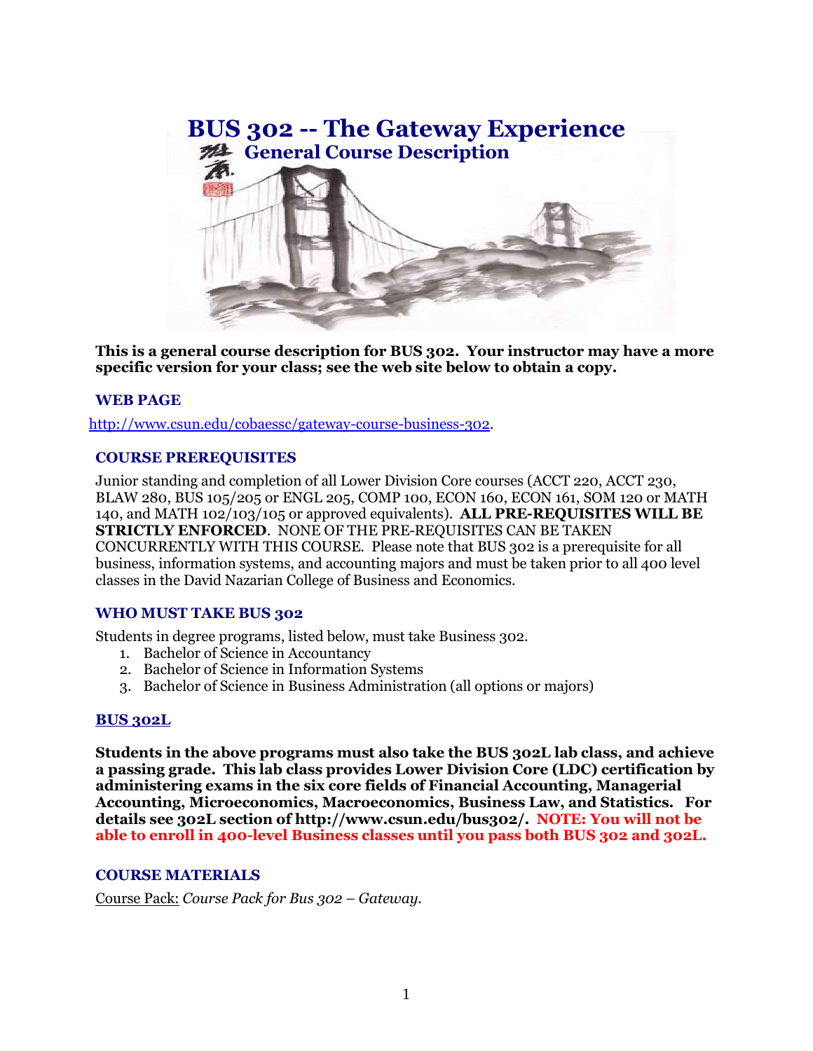# BUS 302 -- The Gateway Experience

## General Course Description

**This is a general course description for BUS 302. Your instructor may have a more specific version for your class; see the web site below to obtain a copy.**

### WEB PAGE

[http://www.csun.edu/cobaessc/gateway-course-business-302](http://www.csun.edu/cobaessc/gateway-course-business-302).

### COURSE PREREQUISITES

Junior standing and completion of all Lower Division Core courses (ACCT 220, ACCT 230, BLAW 280, BUS 105/205 or ENGL 205, COMP 100, ECON 160, ECON 161, SOM 120 or MATH 140, and MATH 102/103/105 or approved equivalents). **ALL PRE-REQUISITES WILL BE STRICTLY ENFORCED**. NONE OF THE PRE-REQUISITES CAN BE TAKEN CONCURRENTLY WITH THIS COURSE. Please note that BUS 302 is a prerequisite for all business, information systems, and accounting majors and must be taken prior to all 400 level classes in the David Nazarian College of Business and Economics.

### WHO MUST TAKE BUS 302

Students in degree programs, listed below, must take Business 302.

1. Bachelor of Science in Accountancy
2. Bachelor of Science in Information Systems
3. Bachelor of Science in Business Administration (all options or majors)

### BUS 302L

**Students in the above programs must also take the BUS 302L lab class, and achieve a passing grade. This lab class provides Lower Division Core (LDC) certification by administering exams in the six core fields of Financial Accounting, Managerial Accounting, Microeconomics, Macroeconomics, Business Law, and Statistics. For details see 302L section of http://www.csun.edu/bus302/. NOTE: You will not be able to enroll in 400-level Business classes until you pass both BUS 302 and 302L.**

### COURSE MATERIALS

Course Pack: *Course Pack for Bus 302 – Gateway.*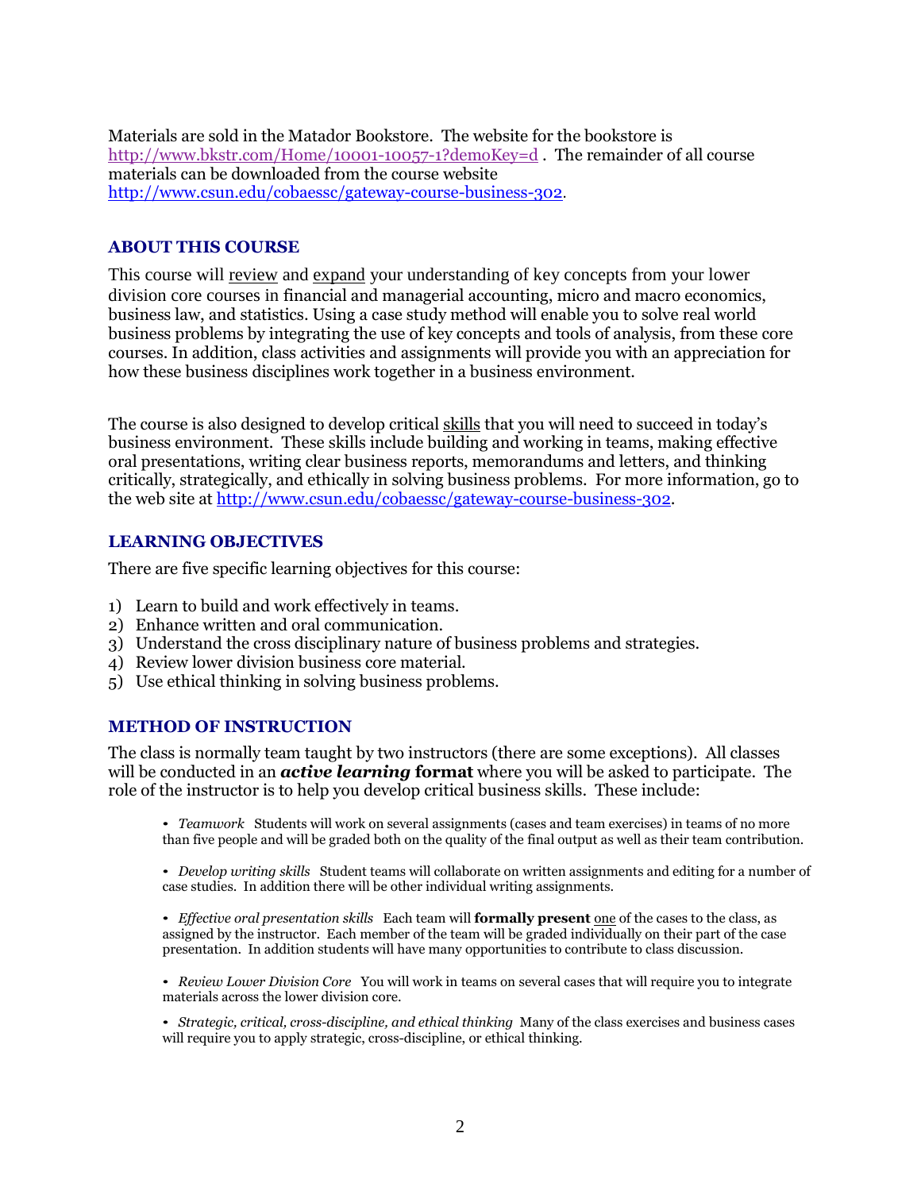Materials are sold in the Matador Bookstore. The website for the bookstore is http://www.bkstr.com/Home/10001-10057-1?demoKey=d . The remainder of all course materials can be downloaded from the course website http://www.csun.edu/cobaessc/gateway-course-business-302.

## ABOUT THIS COURSE

This course will review and expand your understanding of key concepts from your lower division core courses in financial and managerial accounting, micro and macro economics, business law, and statistics. Using a case study method will enable you to solve real world business problems by integrating the use of key concepts and tools of analysis, from these core courses. In addition, class activities and assignments will provide you with an appreciation for how these business disciplines work together in a business environment.

The course is also designed to develop critical skills that you will need to succeed in today's business environment. These skills include building and working in teams, making effective oral presentations, writing clear business reports, memorandums and letters, and thinking critically, strategically, and ethically in solving business problems. For more information, go to the web site at http://www.csun.edu/cobaessc/gateway-course-business-302.

## LEARNING OBJECTIVES

There are five specific learning objectives for this course:

1) Learn to build and work effectively in teams.
2) Enhance written and oral communication.
3) Understand the cross disciplinary nature of business problems and strategies.
4) Review lower division business core material.
5) Use ethical thinking in solving business problems.

## METHOD OF INSTRUCTION

The class is normally team taught by two instructors (there are some exceptions). All classes will be conducted in an ***active learning* format** where you will be asked to participate. The role of the instructor is to help you develop critical business skills. These include:

- *Teamwork* Students will work on several assignments (cases and team exercises) in teams of no more than five people and will be graded both on the quality of the final output as well as their team contribution.

- *Develop writing skills* Student teams will collaborate on written assignments and editing for a number of case studies. In addition there will be other individual writing assignments.

- *Effective oral presentation skills* Each team will **formally present** one of the cases to the class, as assigned by the instructor. Each member of the team will be graded individually on their part of the case presentation. In addition students will have many opportunities to contribute to class discussion.

- *Review Lower Division Core* You will work in teams on several cases that will require you to integrate materials across the lower division core.

- *Strategic, critical, cross-discipline, and ethical thinking* Many of the class exercises and business cases will require you to apply strategic, cross-discipline, or ethical thinking.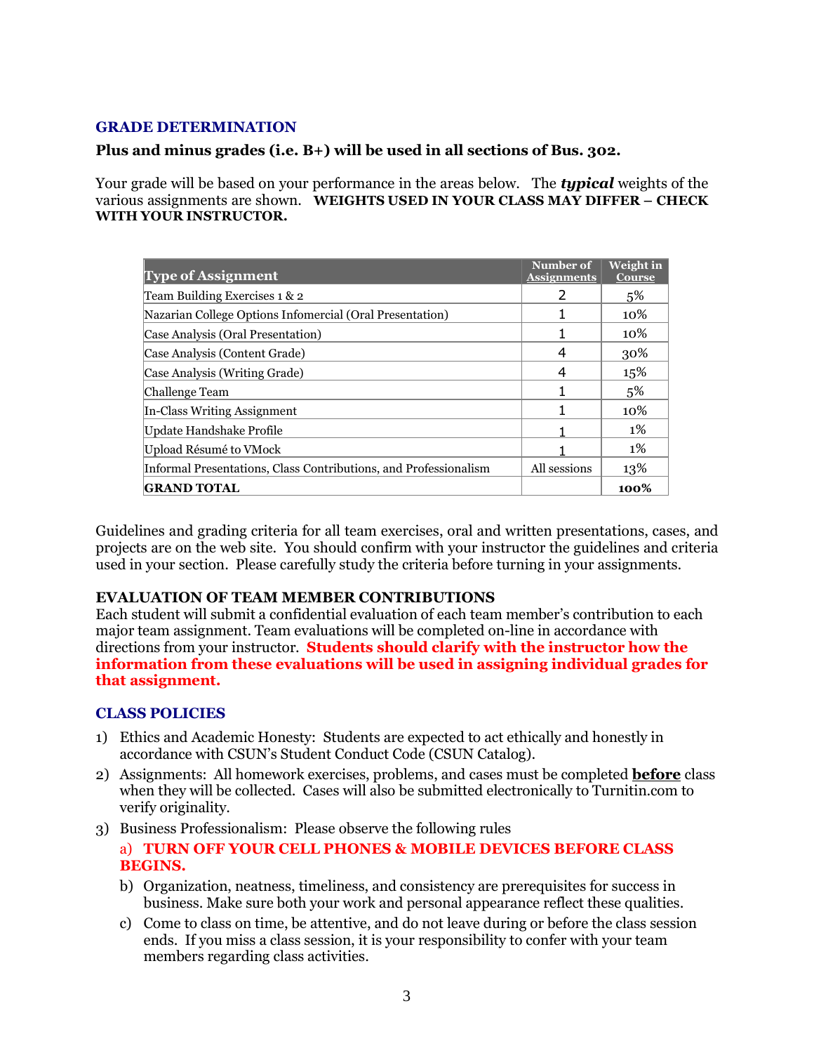## GRADE DETERMINATION

**Plus and minus grades (i.e. B+) will be used in all sections of Bus. 302.**

Your grade will be based on your performance in the areas below. The ***typical*** weights of the various assignments are shown. **WEIGHTS USED IN YOUR CLASS MAY DIFFER – CHECK WITH YOUR INSTRUCTOR.**

| Type of Assignment | Number of Assignments | Weight in Course |
|---|---|---|
| Team Building Exercises 1 & 2 | 2 | 5% |
| Nazarian College Options Infomercial (Oral Presentation) | 1 | 10% |
| Case Analysis (Oral Presentation) | 1 | 10% |
| Case Analysis (Content Grade) | 4 | 30% |
| Case Analysis (Writing Grade) | 4 | 15% |
| Challenge Team | 1 | 5% |
| In-Class Writing Assignment | 1 | 10% |
| Update Handshake Profile | 1 | 1% |
| Upload Résumé to VMock | 1 | 1% |
| Informal Presentations, Class Contributions, and Professionalism | All sessions | 13% |
| **GRAND TOTAL** | | **100%** |

Guidelines and grading criteria for all team exercises, oral and written presentations, cases, and projects are on the web site. You should confirm with your instructor the guidelines and criteria used in your section. Please carefully study the criteria before turning in your assignments.

### EVALUATION OF TEAM MEMBER CONTRIBUTIONS

Each student will submit a confidential evaluation of each team member's contribution to each major team assignment. Team evaluations will be completed on-line in accordance with directions from your instructor. **Students should clarify with the instructor how the information from these evaluations will be used in assigning individual grades for that assignment.**

## CLASS POLICIES

1) Ethics and Academic Honesty: Students are expected to act ethically and honestly in accordance with CSUN's Student Conduct Code (CSUN Catalog).
2) Assignments: All homework exercises, problems, and cases must be completed **before** class when they will be collected. Cases will also be submitted electronically to Turnitin.com to verify originality.
3) Business Professionalism: Please observe the following rules
   a) **TURN OFF YOUR CELL PHONES & MOBILE DEVICES BEFORE CLASS BEGINS.**
   b) Organization, neatness, timeliness, and consistency are prerequisites for success in business. Make sure both your work and personal appearance reflect these qualities.
   c) Come to class on time, be attentive, and do not leave during or before the class session ends. If you miss a class session, it is your responsibility to confer with your team members regarding class activities.